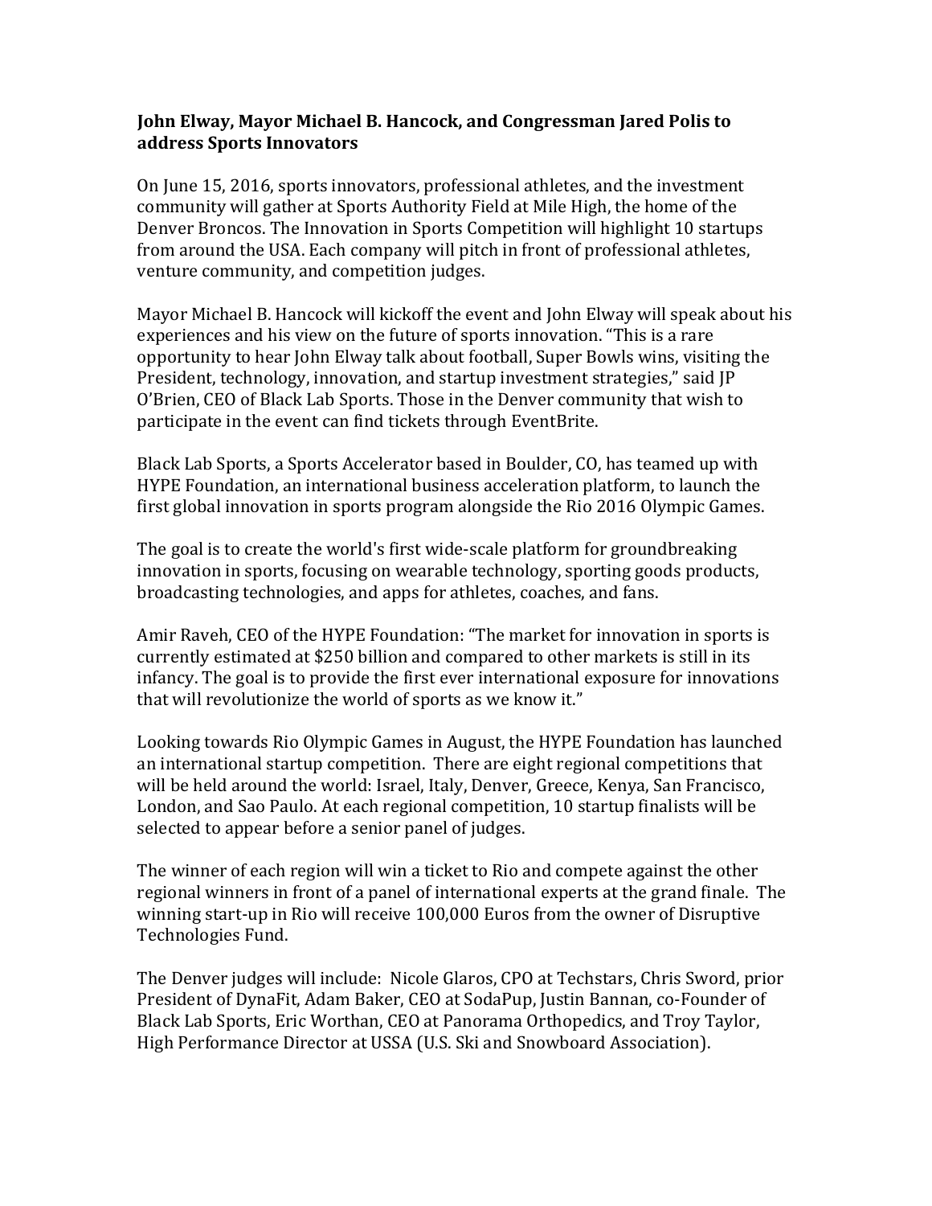**John Elway, Mayor Michael B. Hancock, and Congressman Jared Polis to address Sports Innovators**

On June 15, 2016, sports innovators, professional athletes, and the investment community will gather at Sports Authority Field at Mile High, the home of the Denver Broncos. The Innovation in Sports Competition will highlight 10 startups from around the USA. Each company will pitch in front of professional athletes, venture community, and competition judges.

Mayor Michael B. Hancock will kickoff the event and John Elway will speak about his experiences and his view on the future of sports innovation. "This is a rare opportunity to hear John Elway talk about football, Super Bowls wins, visiting the President, technology, innovation, and startup investment strategies," said JP O'Brien, CEO of Black Lab Sports. Those in the Denver community that wish to participate in the event can find tickets through EventBrite.

Black Lab Sports, a Sports Accelerator based in Boulder, CO, has teamed up with HYPE Foundation, an international business acceleration platform, to launch the first global innovation in sports program alongside the Rio 2016 Olympic Games.

The goal is to create the world's first wide-scale platform for groundbreaking innovation in sports, focusing on wearable technology, sporting goods products, broadcasting technologies, and apps for athletes, coaches, and fans.

Amir Raveh, CEO of the HYPE Foundation: "The market for innovation in sports is currently estimated at $250 billion and compared to other markets is still in its infancy. The goal is to provide the first ever international exposure for innovations that will revolutionize the world of sports as we know it."

Looking towards Rio Olympic Games in August, the HYPE Foundation has launched an international startup competition. There are eight regional competitions that will be held around the world: Israel, Italy, Denver, Greece, Kenya, San Francisco, London, and Sao Paulo. At each regional competition, 10 startup finalists will be selected to appear before a senior panel of judges.

The winner of each region will win a ticket to Rio and compete against the other regional winners in front of a panel of international experts at the grand finale. The winning start-up in Rio will receive 100,000 Euros from the owner of Disruptive Technologies Fund.

The Denver judges will include: Nicole Glaros, CPO at Techstars, Chris Sword, prior President of DynaFit, Adam Baker, CEO at SodaPup, Justin Bannan, co-Founder of Black Lab Sports, Eric Worthan, CEO at Panorama Orthopedics, and Troy Taylor, High Performance Director at USSA (U.S. Ski and Snowboard Association).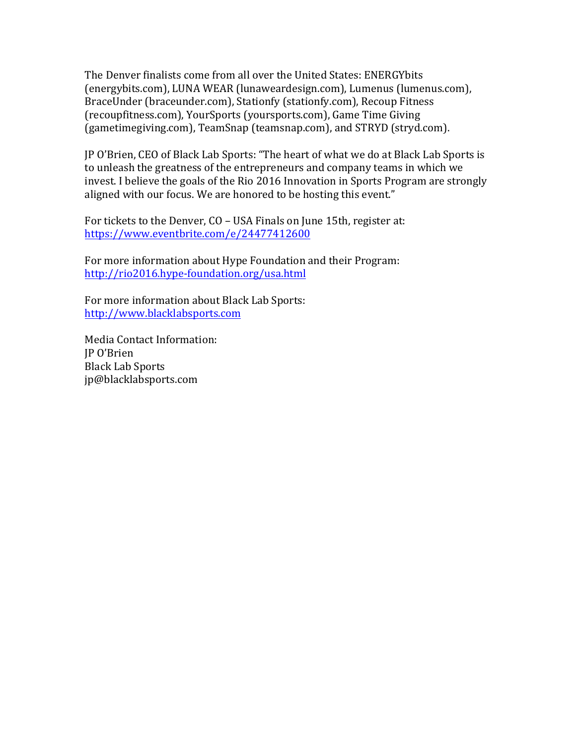The Denver finalists come from all over the United States: ENERGYbits (energybits.com), LUNA WEAR (lunaweardesign.com), Lumenus (lumenus.com), BraceUnder (braceunder.com), Stationfy (stationfy.com), Recoup Fitness (recoupfitness.com), YourSports (yoursports.com), Game Time Giving (gametimegiving.com), TeamSnap (teamsnap.com), and STRYD (stryd.com).

JP O'Brien, CEO of Black Lab Sports: "The heart of what we do at Black Lab Sports is to unleash the greatness of the entrepreneurs and company teams in which we invest. I believe the goals of the Rio 2016 Innovation in Sports Program are strongly aligned with our focus. We are honored to be hosting this event."

For tickets to the Denver, CO – USA Finals on June 15th, register at: https://www.eventbrite.com/e/24477412600

For more information about Hype Foundation and their Program: http://rio2016.hype-foundation.org/usa.html

For more information about Black Lab Sports: http://www.blacklabsports.com

Media Contact Information:
JP O'Brien
Black Lab Sports
jp@blacklabsports.com